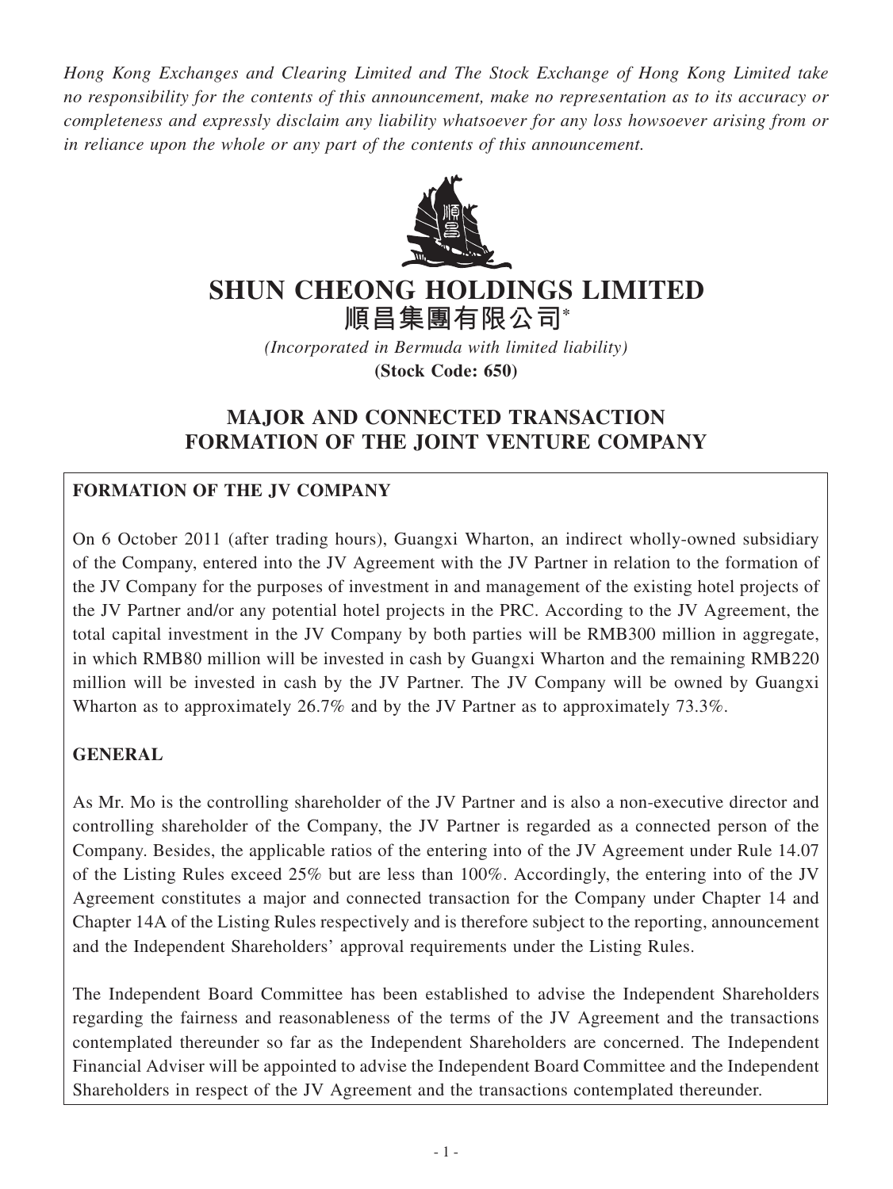*Hong Kong Exchanges and Clearing Limited and The Stock Exchange of Hong Kong Limited take no responsibility for the contents of this announcement, make no representation as to its accuracy or completeness and expressly disclaim any liability whatsoever for any loss howsoever arising from or in reliance upon the whole or any part of the contents of this announcement.*

# SHUN CHEONG HOLDINGS LIMITED
# 順昌集團有限公司*

*(Incorporated in Bermuda with limited liability)*
**(Stock Code: 650)**

## MAJOR AND CONNECTED TRANSACTION FORMATION OF THE JOINT VENTURE COMPANY

**FORMATION OF THE JV COMPANY**

On 6 October 2011 (after trading hours), Guangxi Wharton, an indirect wholly-owned subsidiary of the Company, entered into the JV Agreement with the JV Partner in relation to the formation of the JV Company for the purposes of investment in and management of the existing hotel projects of the JV Partner and/or any potential hotel projects in the PRC. According to the JV Agreement, the total capital investment in the JV Company by both parties will be RMB300 million in aggregate, in which RMB80 million will be invested in cash by Guangxi Wharton and the remaining RMB220 million will be invested in cash by the JV Partner. The JV Company will be owned by Guangxi Wharton as to approximately 26.7% and by the JV Partner as to approximately 73.3%.

**GENERAL**

As Mr. Mo is the controlling shareholder of the JV Partner and is also a non-executive director and controlling shareholder of the Company, the JV Partner is regarded as a connected person of the Company. Besides, the applicable ratios of the entering into of the JV Agreement under Rule 14.07 of the Listing Rules exceed 25% but are less than 100%. Accordingly, the entering into of the JV Agreement constitutes a major and connected transaction for the Company under Chapter 14 and Chapter 14A of the Listing Rules respectively and is therefore subject to the reporting, announcement and the Independent Shareholders' approval requirements under the Listing Rules.

The Independent Board Committee has been established to advise the Independent Shareholders regarding the fairness and reasonableness of the terms of the JV Agreement and the transactions contemplated thereunder so far as the Independent Shareholders are concerned. The Independent Financial Adviser will be appointed to advise the Independent Board Committee and the Independent Shareholders in respect of the JV Agreement and the transactions contemplated thereunder.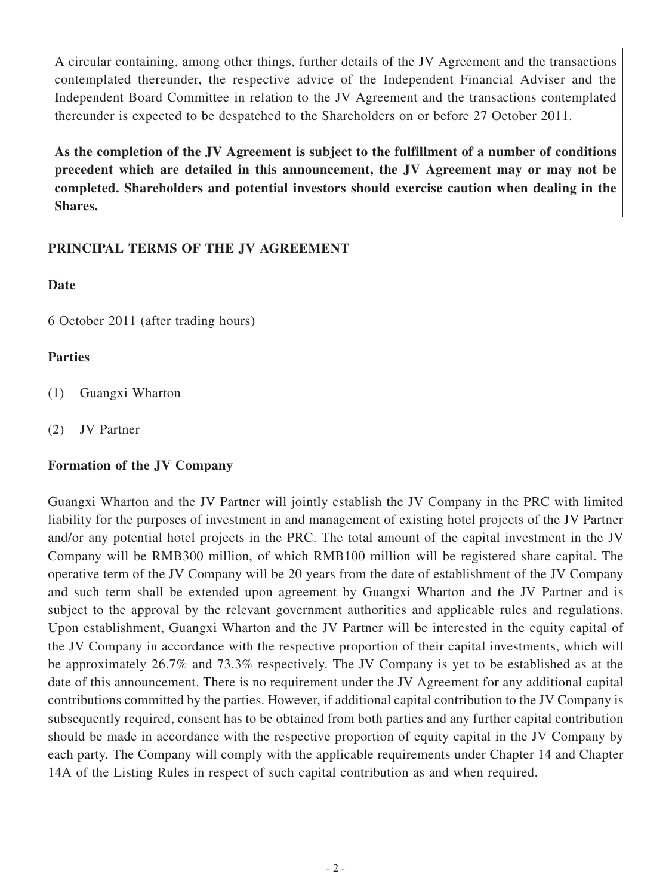A circular containing, among other things, further details of the JV Agreement and the transactions contemplated thereunder, the respective advice of the Independent Financial Adviser and the Independent Board Committee in relation to the JV Agreement and the transactions contemplated thereunder is expected to be despatched to the Shareholders on or before 27 October 2011.

**As the completion of the JV Agreement is subject to the fulfillment of a number of conditions precedent which are detailed in this announcement, the JV Agreement may or may not be completed. Shareholders and potential investors should exercise caution when dealing in the Shares.**

## PRINCIPAL TERMS OF THE JV AGREEMENT

### Date

6 October 2011 (after trading hours)

### Parties

(1) Guangxi Wharton

(2) JV Partner

### Formation of the JV Company

Guangxi Wharton and the JV Partner will jointly establish the JV Company in the PRC with limited liability for the purposes of investment in and management of existing hotel projects of the JV Partner and/or any potential hotel projects in the PRC. The total amount of the capital investment in the JV Company will be RMB300 million, of which RMB100 million will be registered share capital. The operative term of the JV Company will be 20 years from the date of establishment of the JV Company and such term shall be extended upon agreement by Guangxi Wharton and the JV Partner and is subject to the approval by the relevant government authorities and applicable rules and regulations. Upon establishment, Guangxi Wharton and the JV Partner will be interested in the equity capital of the JV Company in accordance with the respective proportion of their capital investments, which will be approximately 26.7% and 73.3% respectively. The JV Company is yet to be established as at the date of this announcement. There is no requirement under the JV Agreement for any additional capital contributions committed by the parties. However, if additional capital contribution to the JV Company is subsequently required, consent has to be obtained from both parties and any further capital contribution should be made in accordance with the respective proportion of equity capital in the JV Company by each party. The Company will comply with the applicable requirements under Chapter 14 and Chapter 14A of the Listing Rules in respect of such capital contribution as and when required.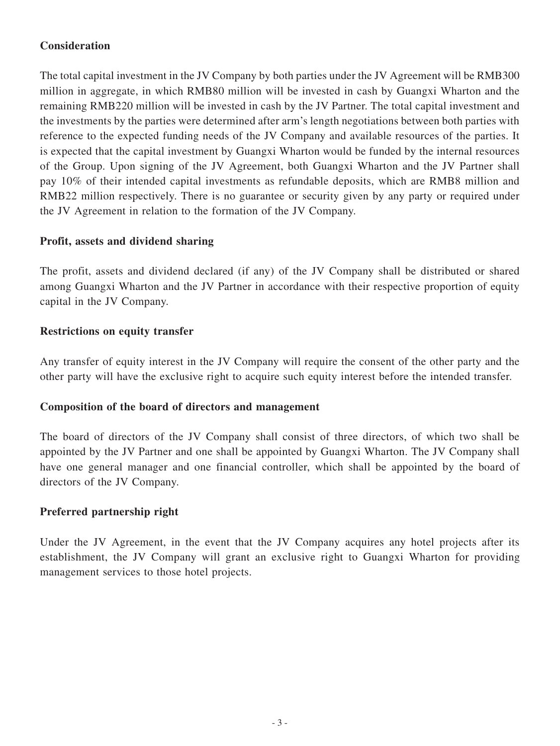**Consideration**

The total capital investment in the JV Company by both parties under the JV Agreement will be RMB300 million in aggregate, in which RMB80 million will be invested in cash by Guangxi Wharton and the remaining RMB220 million will be invested in cash by the JV Partner. The total capital investment and the investments by the parties were determined after arm's length negotiations between both parties with reference to the expected funding needs of the JV Company and available resources of the parties. It is expected that the capital investment by Guangxi Wharton would be funded by the internal resources of the Group. Upon signing of the JV Agreement, both Guangxi Wharton and the JV Partner shall pay 10% of their intended capital investments as refundable deposits, which are RMB8 million and RMB22 million respectively. There is no guarantee or security given by any party or required under the JV Agreement in relation to the formation of the JV Company.

**Profit, assets and dividend sharing**

The profit, assets and dividend declared (if any) of the JV Company shall be distributed or shared among Guangxi Wharton and the JV Partner in accordance with their respective proportion of equity capital in the JV Company.

**Restrictions on equity transfer**

Any transfer of equity interest in the JV Company will require the consent of the other party and the other party will have the exclusive right to acquire such equity interest before the intended transfer.

**Composition of the board of directors and management**

The board of directors of the JV Company shall consist of three directors, of which two shall be appointed by the JV Partner and one shall be appointed by Guangxi Wharton. The JV Company shall have one general manager and one financial controller, which shall be appointed by the board of directors of the JV Company.

**Preferred partnership right**

Under the JV Agreement, in the event that the JV Company acquires any hotel projects after its establishment, the JV Company will grant an exclusive right to Guangxi Wharton for providing management services to those hotel projects.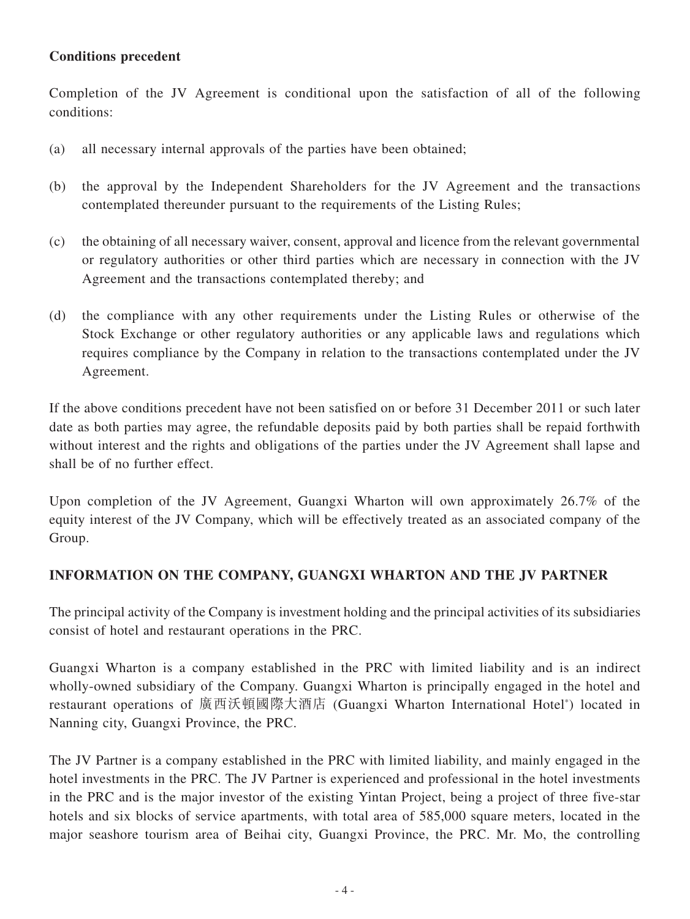**Conditions precedent**

Completion of the JV Agreement is conditional upon the satisfaction of all of the following conditions:

(a) all necessary internal approvals of the parties have been obtained;

(b) the approval by the Independent Shareholders for the JV Agreement and the transactions contemplated thereunder pursuant to the requirements of the Listing Rules;

(c) the obtaining of all necessary waiver, consent, approval and licence from the relevant governmental or regulatory authorities or other third parties which are necessary in connection with the JV Agreement and the transactions contemplated thereby; and

(d) the compliance with any other requirements under the Listing Rules or otherwise of the Stock Exchange or other regulatory authorities or any applicable laws and regulations which requires compliance by the Company in relation to the transactions contemplated under the JV Agreement.

If the above conditions precedent have not been satisfied on or before 31 December 2011 or such later date as both parties may agree, the refundable deposits paid by both parties shall be repaid forthwith without interest and the rights and obligations of the parties under the JV Agreement shall lapse and shall be of no further effect.

Upon completion of the JV Agreement, Guangxi Wharton will own approximately 26.7% of the equity interest of the JV Company, which will be effectively treated as an associated company of the Group.

## INFORMATION ON THE COMPANY, GUANGXI WHARTON AND THE JV PARTNER

The principal activity of the Company is investment holding and the principal activities of its subsidiaries consist of hotel and restaurant operations in the PRC.

Guangxi Wharton is a company established in the PRC with limited liability and is an indirect wholly-owned subsidiary of the Company. Guangxi Wharton is principally engaged in the hotel and restaurant operations of 廣西沃頓國際大酒店 (Guangxi Wharton International Hotel*) located in Nanning city, Guangxi Province, the PRC.

The JV Partner is a company established in the PRC with limited liability, and mainly engaged in the hotel investments in the PRC. The JV Partner is experienced and professional in the hotel investments in the PRC and is the major investor of the existing Yintan Project, being a project of three five-star hotels and six blocks of service apartments, with total area of 585,000 square meters, located in the major seashore tourism area of Beihai city, Guangxi Province, the PRC. Mr. Mo, the controlling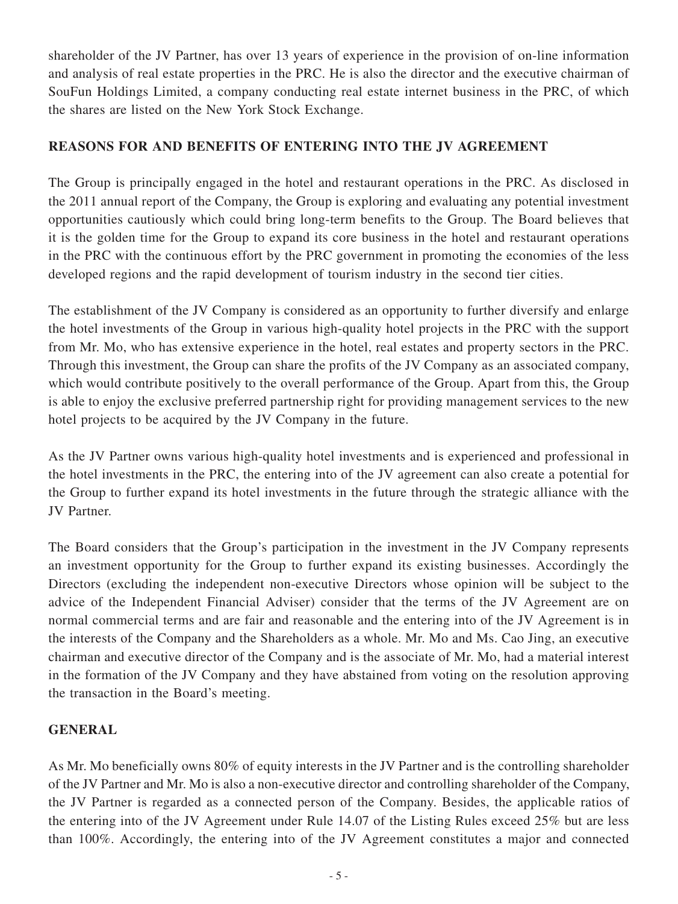shareholder of the JV Partner, has over 13 years of experience in the provision of on-line information and analysis of real estate properties in the PRC. He is also the director and the executive chairman of SouFun Holdings Limited, a company conducting real estate internet business in the PRC, of which the shares are listed on the New York Stock Exchange.

## REASONS FOR AND BENEFITS OF ENTERING INTO THE JV AGREEMENT

The Group is principally engaged in the hotel and restaurant operations in the PRC. As disclosed in the 2011 annual report of the Company, the Group is exploring and evaluating any potential investment opportunities cautiously which could bring long-term benefits to the Group. The Board believes that it is the golden time for the Group to expand its core business in the hotel and restaurant operations in the PRC with the continuous effort by the PRC government in promoting the economies of the less developed regions and the rapid development of tourism industry in the second tier cities.

The establishment of the JV Company is considered as an opportunity to further diversify and enlarge the hotel investments of the Group in various high-quality hotel projects in the PRC with the support from Mr. Mo, who has extensive experience in the hotel, real estates and property sectors in the PRC. Through this investment, the Group can share the profits of the JV Company as an associated company, which would contribute positively to the overall performance of the Group. Apart from this, the Group is able to enjoy the exclusive preferred partnership right for providing management services to the new hotel projects to be acquired by the JV Company in the future.

As the JV Partner owns various high-quality hotel investments and is experienced and professional in the hotel investments in the PRC, the entering into of the JV agreement can also create a potential for the Group to further expand its hotel investments in the future through the strategic alliance with the JV Partner.

The Board considers that the Group's participation in the investment in the JV Company represents an investment opportunity for the Group to further expand its existing businesses. Accordingly the Directors (excluding the independent non-executive Directors whose opinion will be subject to the advice of the Independent Financial Adviser) consider that the terms of the JV Agreement are on normal commercial terms and are fair and reasonable and the entering into of the JV Agreement is in the interests of the Company and the Shareholders as a whole. Mr. Mo and Ms. Cao Jing, an executive chairman and executive director of the Company and is the associate of Mr. Mo, had a material interest in the formation of the JV Company and they have abstained from voting on the resolution approving the transaction in the Board's meeting.

## GENERAL

As Mr. Mo beneficially owns 80% of equity interests in the JV Partner and is the controlling shareholder of the JV Partner and Mr. Mo is also a non-executive director and controlling shareholder of the Company, the JV Partner is regarded as a connected person of the Company. Besides, the applicable ratios of the entering into of the JV Agreement under Rule 14.07 of the Listing Rules exceed 25% but are less than 100%. Accordingly, the entering into of the JV Agreement constitutes a major and connected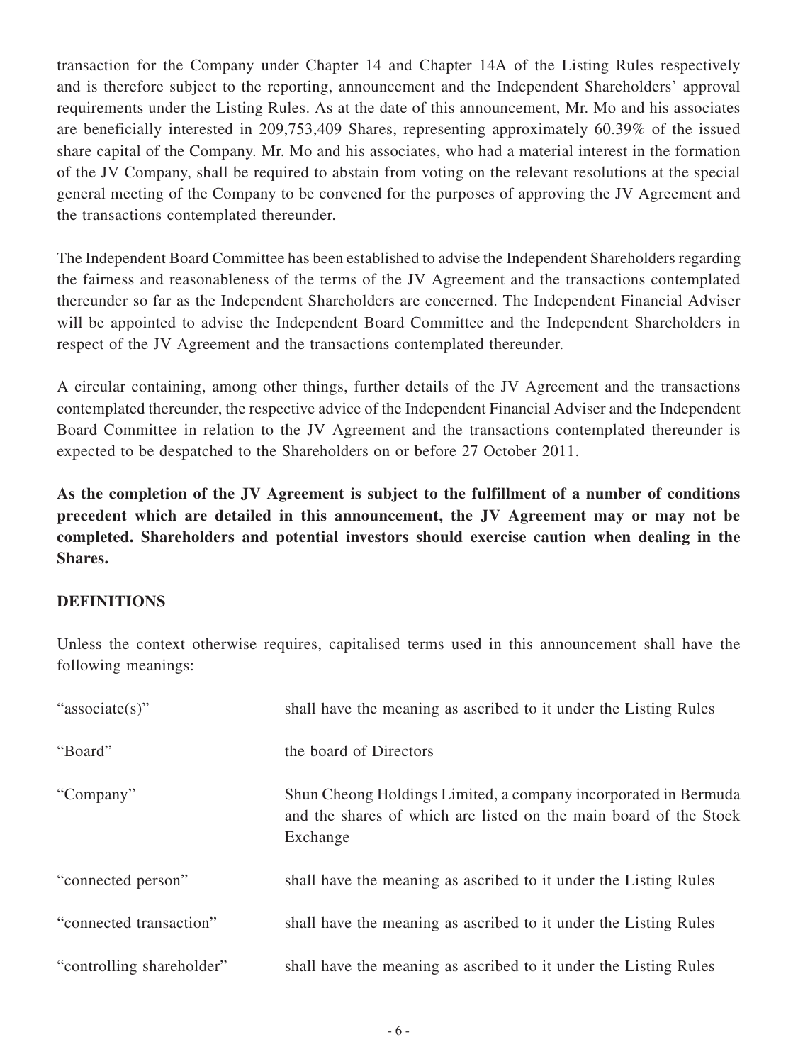transaction for the Company under Chapter 14 and Chapter 14A of the Listing Rules respectively and is therefore subject to the reporting, announcement and the Independent Shareholders' approval requirements under the Listing Rules. As at the date of this announcement, Mr. Mo and his associates are beneficially interested in 209,753,409 Shares, representing approximately 60.39% of the issued share capital of the Company. Mr. Mo and his associates, who had a material interest in the formation of the JV Company, shall be required to abstain from voting on the relevant resolutions at the special general meeting of the Company to be convened for the purposes of approving the JV Agreement and the transactions contemplated thereunder.

The Independent Board Committee has been established to advise the Independent Shareholders regarding the fairness and reasonableness of the terms of the JV Agreement and the transactions contemplated thereunder so far as the Independent Shareholders are concerned. The Independent Financial Adviser will be appointed to advise the Independent Board Committee and the Independent Shareholders in respect of the JV Agreement and the transactions contemplated thereunder.

A circular containing, among other things, further details of the JV Agreement and the transactions contemplated thereunder, the respective advice of the Independent Financial Adviser and the Independent Board Committee in relation to the JV Agreement and the transactions contemplated thereunder is expected to be despatched to the Shareholders on or before 27 October 2011.

**As the completion of the JV Agreement is subject to the fulfillment of a number of conditions precedent which are detailed in this announcement, the JV Agreement may or may not be completed. Shareholders and potential investors should exercise caution when dealing in the Shares.**

## DEFINITIONS

Unless the context otherwise requires, capitalised terms used in this announcement shall have the following meanings:

| | |
|---|---|
| "associate(s)" | shall have the meaning as ascribed to it under the Listing Rules |
| "Board" | the board of Directors |
| "Company" | Shun Cheong Holdings Limited, a company incorporated in Bermuda and the shares of which are listed on the main board of the Stock Exchange |
| "connected person" | shall have the meaning as ascribed to it under the Listing Rules |
| "connected transaction" | shall have the meaning as ascribed to it under the Listing Rules |
| "controlling shareholder" | shall have the meaning as ascribed to it under the Listing Rules |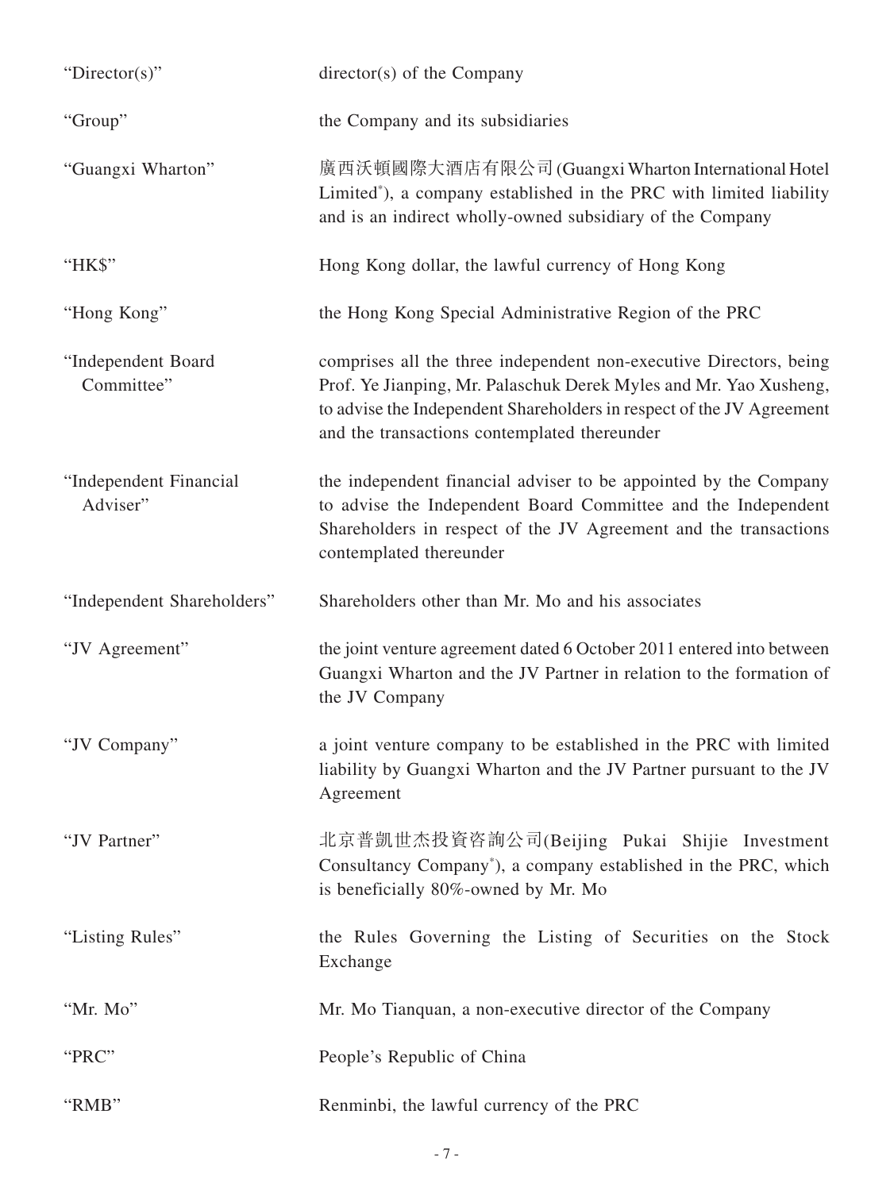| | |
|---|---|
| "Director(s)" | director(s) of the Company |
| "Group" | the Company and its subsidiaries |
| "Guangxi Wharton" | 廣西沃頓國際大酒店有限公司(Guangxi Wharton International Hotel Limited*), a company established in the PRC with limited liability and is an indirect wholly-owned subsidiary of the Company |
| "HK$" | Hong Kong dollar, the lawful currency of Hong Kong |
| "Hong Kong" | the Hong Kong Special Administrative Region of the PRC |
| "Independent Board Committee" | comprises all the three independent non-executive Directors, being Prof. Ye Jianping, Mr. Palaschuk Derek Myles and Mr. Yao Xusheng, to advise the Independent Shareholders in respect of the JV Agreement and the transactions contemplated thereunder |
| "Independent Financial Adviser" | the independent financial adviser to be appointed by the Company to advise the Independent Board Committee and the Independent Shareholders in respect of the JV Agreement and the transactions contemplated thereunder |
| "Independent Shareholders" | Shareholders other than Mr. Mo and his associates |
| "JV Agreement" | the joint venture agreement dated 6 October 2011 entered into between Guangxi Wharton and the JV Partner in relation to the formation of the JV Company |
| "JV Company" | a joint venture company to be established in the PRC with limited liability by Guangxi Wharton and the JV Partner pursuant to the JV Agreement |
| "JV Partner" | 北京普凱世杰投資咨詢公司(Beijing Pukai Shijie Investment Consultancy Company*), a company established in the PRC, which is beneficially 80%-owned by Mr. Mo |
| "Listing Rules" | the Rules Governing the Listing of Securities on the Stock Exchange |
| "Mr. Mo" | Mr. Mo Tianquan, a non-executive director of the Company |
| "PRC" | People's Republic of China |
| "RMB" | Renminbi, the lawful currency of the PRC |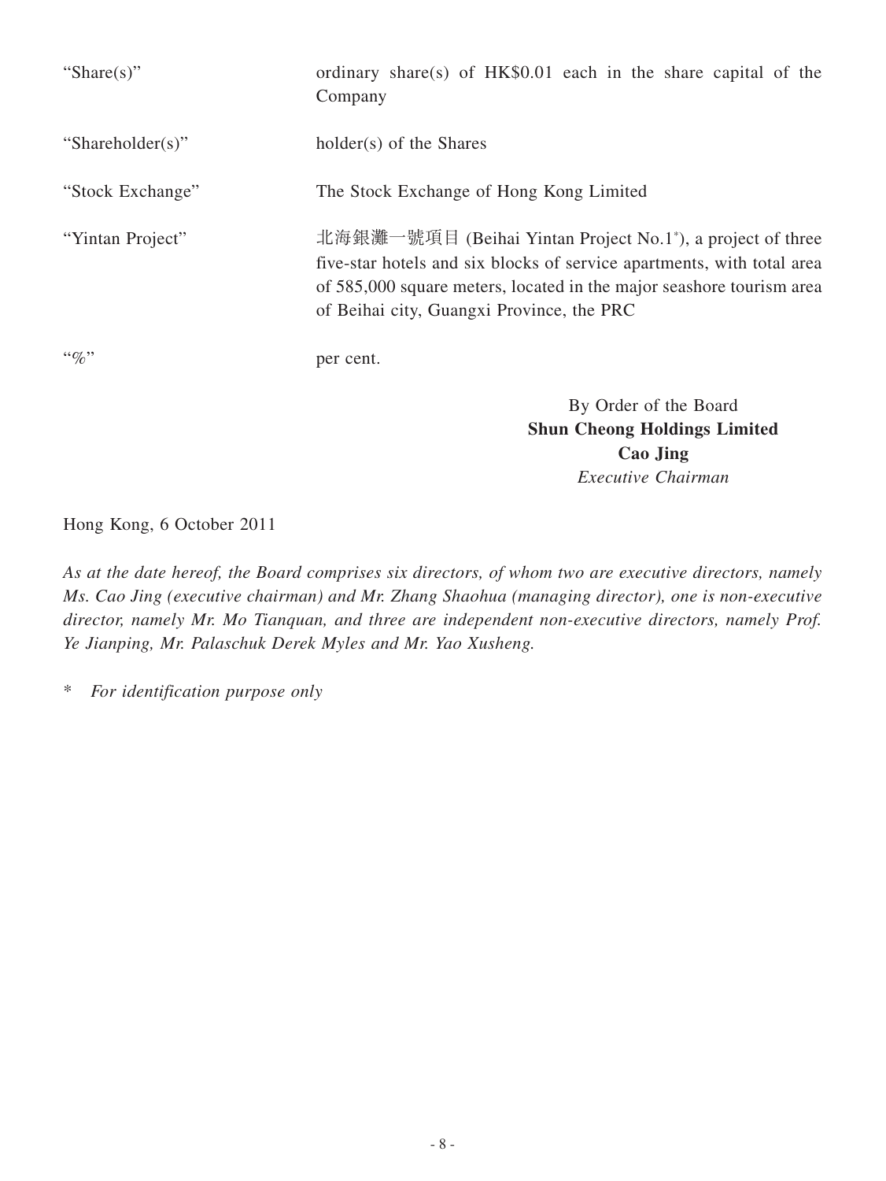| | |
|---|---|
| "Share(s)" | ordinary share(s) of HK$0.01 each in the share capital of the Company |
| "Shareholder(s)" | holder(s) of the Shares |
| "Stock Exchange" | The Stock Exchange of Hong Kong Limited |
| "Yintan Project" | 北海銀灘一號項目 (Beihai Yintan Project No.1*), a project of three five-star hotels and six blocks of service apartments, with total area of 585,000 square meters, located in the major seashore tourism area of Beihai city, Guangxi Province, the PRC |
| "%" | per cent. |

By Order of the Board
**Shun Cheong Holdings Limited**
**Cao Jing**
*Executive Chairman*

Hong Kong, 6 October 2011

*As at the date hereof, the Board comprises six directors, of whom two are executive directors, namely Ms. Cao Jing (executive chairman) and Mr. Zhang Shaohua (managing director), one is non-executive director, namely Mr. Mo Tianquan, and three are independent non-executive directors, namely Prof. Ye Jianping, Mr. Palaschuk Derek Myles and Mr. Yao Xusheng.*

\* *For identification purpose only*